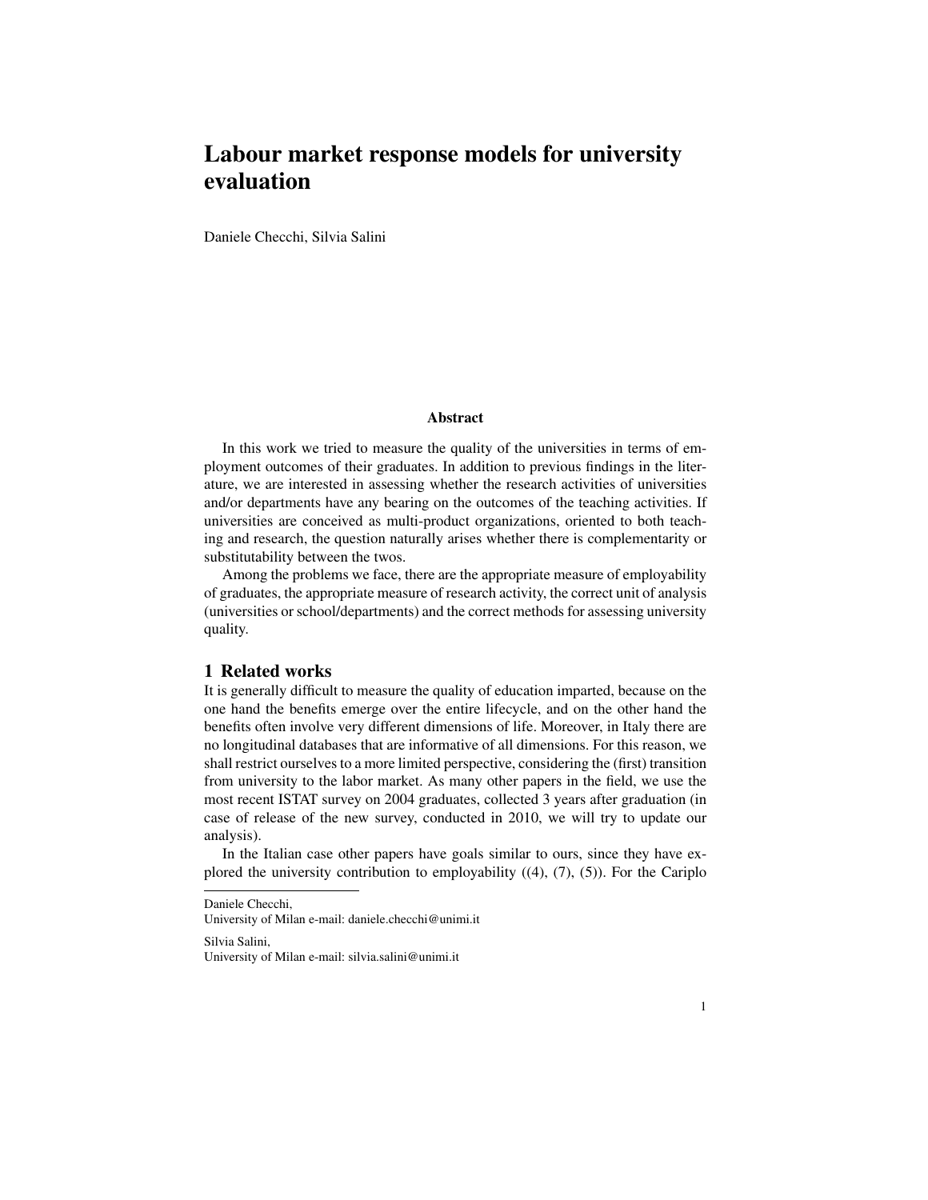# Labour market response models for university evaluation

Daniele Checchi, Silvia Salini

**Abstract**

In this work we tried to measure the quality of the universities in terms of employment outcomes of their graduates. In addition to previous findings in the literature, we are interested in assessing whether the research activities of universities and/or departments have any bearing on the outcomes of the teaching activities. If universities are conceived as multi-product organizations, oriented to both teaching and research, the question naturally arises whether there is complementarity or substitutability between the twos.

Among the problems we face, there are the appropriate measure of employability of graduates, the appropriate measure of research activity, the correct unit of analysis (universities or school/departments) and the correct methods for assessing university quality.

## 1 Related works

It is generally difficult to measure the quality of education imparted, because on the one hand the benefits emerge over the entire lifecycle, and on the other hand the benefits often involve very different dimensions of life. Moreover, in Italy there are no longitudinal databases that are informative of all dimensions. For this reason, we shall restrict ourselves to a more limited perspective, considering the (first) transition from university to the labor market. As many other papers in the field, we use the most recent ISTAT survey on 2004 graduates, collected 3 years after graduation (in case of release of the new survey, conducted in 2010, we will try to update our analysis).

In the Italian case other papers have goals similar to ours, since they have explored the university contribution to employability ((4), (7), (5)). For the Cariplo

---

Daniele Checchi,
University of Milan e-mail: daniele.checchi@unimi.it

Silvia Salini,
University of Milan e-mail: silvia.salini@unimi.it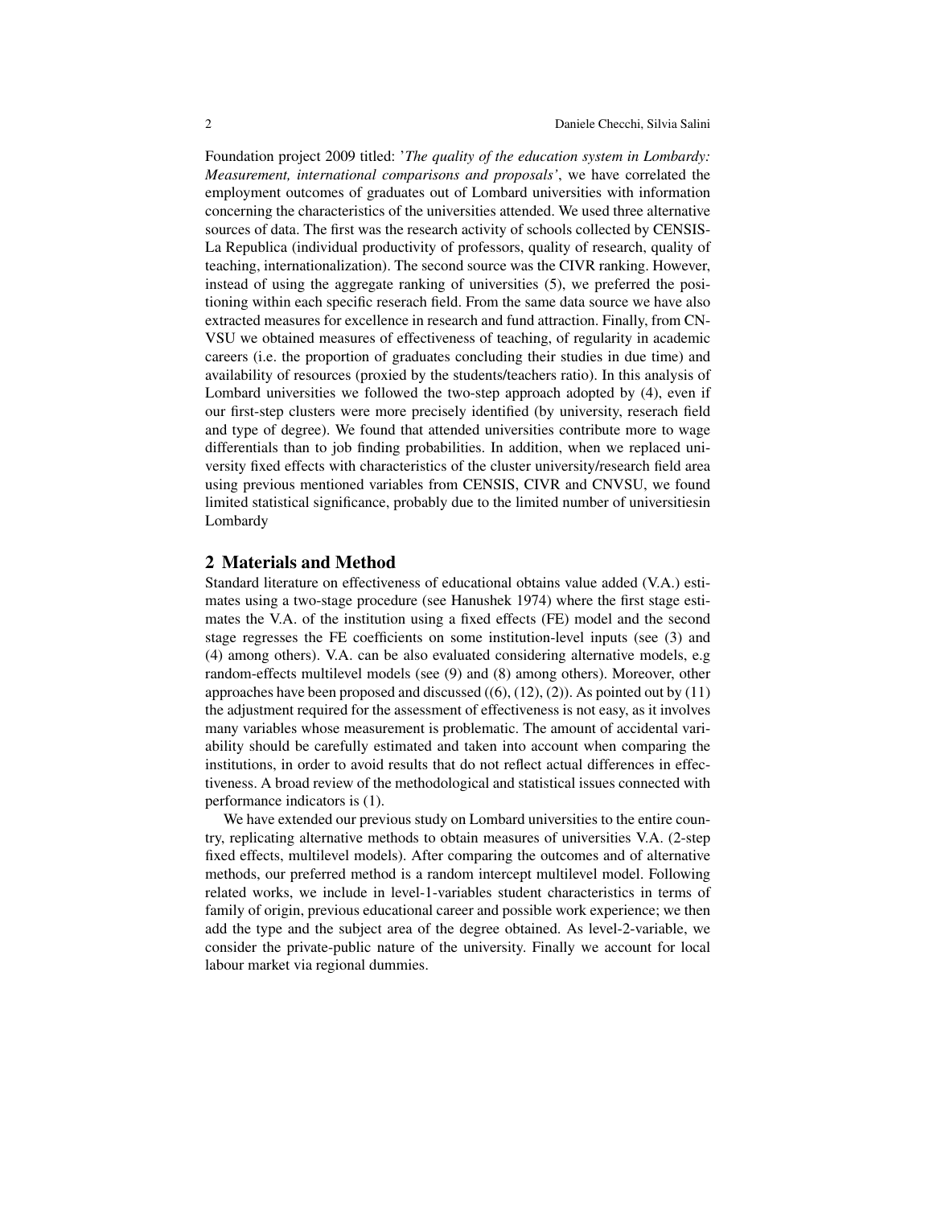Foundation project 2009 titled: '*The quality of the education system in Lombardy: Measurement, international comparisons and proposals'*, we have correlated the employment outcomes of graduates out of Lombard universities with information concerning the characteristics of the universities attended. We used three alternative sources of data. The first was the research activity of schools collected by CENSIS-La Repubica (individual productivity of professors, quality of research, quality of teaching, internationalization). The second source was the CIVR ranking. However, instead of using the aggregate ranking of universities (5), we preferred the positioning within each specific reserach field. From the same data source we have also extracted measures for excellence in research and fund attraction. Finally, from CN-VSU we obtained measures of effectiveness of teaching, of regularity in academic careers (i.e. the proportion of graduates concluding their studies in due time) and availability of resources (proxied by the students/teachers ratio). In this analysis of Lombard universities we followed the two-step approach adopted by (4), even if our first-step clusters were more precisely identified (by university, reserach field and type of degree). We found that attended universities contribute more to wage differentials than to job finding probabilities. In addition, when we replaced university fixed effects with characteristics of the cluster university/research field area using previous mentioned variables from CENSIS, CIVR and CNVSU, we found limited statistical significance, probably due to the limited number of universitiesin Lombardy

## 2 Materials and Method

Standard literature on effectiveness of educational obtains value added (V.A.) estimates using a two-stage procedure (see Hanushek 1974) where the first stage estimates the V.A. of the institution using a fixed effects (FE) model and the second stage regresses the FE coefficients on some institution-level inputs (see (3) and (4) among others). V.A. can be also evaluated considering alternative models, e.g random-effects multilevel models (see (9) and (8) among others). Moreover, other approaches have been proposed and discussed ((6), (12), (2)). As pointed out by (11) the adjustment required for the assessment of effectiveness is not easy, as it involves many variables whose measurement is problematic. The amount of accidental variability should be carefully estimated and taken into account when comparing the institutions, in order to avoid results that do not reflect actual differences in effectiveness. A broad review of the methodological and statistical issues connected with performance indicators is (1).

We have extended our previous study on Lombard universities to the entire country, replicating alternative methods to obtain measures of universities V.A. (2-step fixed effects, multilevel models). After comparing the outcomes and of alternative methods, our preferred method is a random intercept multilevel model. Following related works, we include in level-1-variables student characteristics in terms of family of origin, previous educational career and possible work experience; we then add the type and the subject area of the degree obtained. As level-2-variable, we consider the private-public nature of the university. Finally we account for local labour market via regional dummies.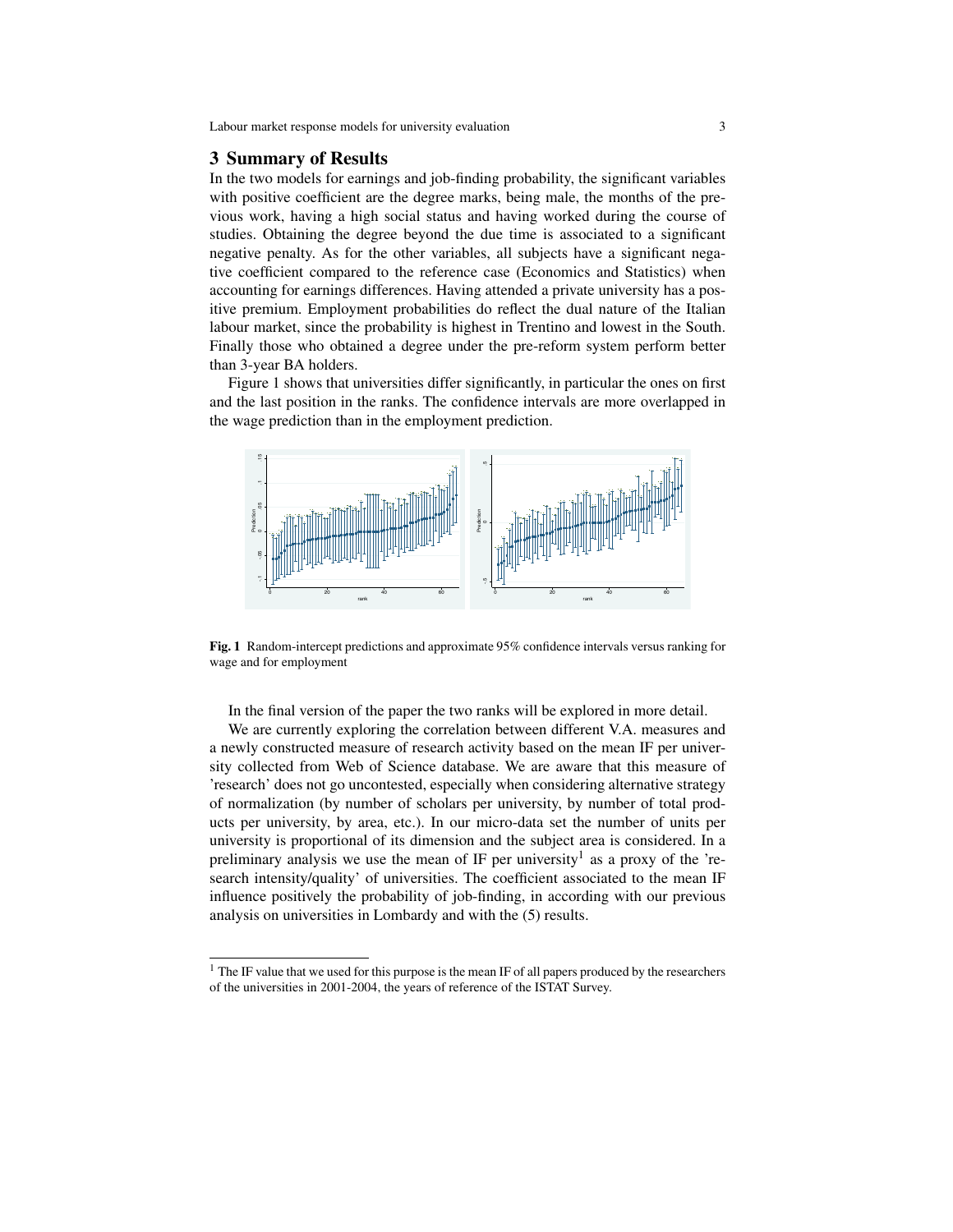## 3 Summary of Results

In the two models for earnings and job-finding probability, the significant variables with positive coefficient are the degree marks, being male, the months of the previous work, having a high social status and having worked during the course of studies. Obtaining the degree beyond the due time is associated to a significant negative penalty. As for the other variables, all subjects have a significant negative coefficient compared to the reference case (Economics and Statistics) when accounting for earnings differences. Having attended a private university has a positive premium. Employment probabilities do reflect the dual nature of the Italian labour market, since the probability is highest in Trentino and lowest in the South. Finally those who obtained a degree under the pre-reform system perform better than 3-year BA holders.

Figure 1 shows that universities differ significantly, in particular the ones on first and the last position in the ranks. The confidence intervals are more overlapped in the wage prediction than in the employment prediction.

**Fig. 1** Random-intercept predictions and approximate 95% confidence intervals versus ranking for wage and for employment

In the final version of the paper the two ranks will be explored in more detail.

We are currently exploring the correlation between different V.A. measures and a newly constructed measure of research activity based on the mean IF per university collected from Web of Science database. We are aware that this measure of 'research' does not go uncontested, especially when considering alternative strategy of normalization (by number of scholars per university, by number of total products per university, by area, etc.). In our micro-data set the number of units per university is proportional of its dimension and the subject area is considered. In a preliminary analysis we use the mean of IF per university[1] as a proxy of the 'research intensity/quality' of universities. The coefficient associated to the mean IF influence positively the probability of job-finding, in according with our previous analysis on universities in Lombardy and with the (5) results.

[1] The IF value that we used for this purpose is the mean IF of all papers produced by the researchers of the universities in 2001-2004, the years of reference of the ISTAT Survey.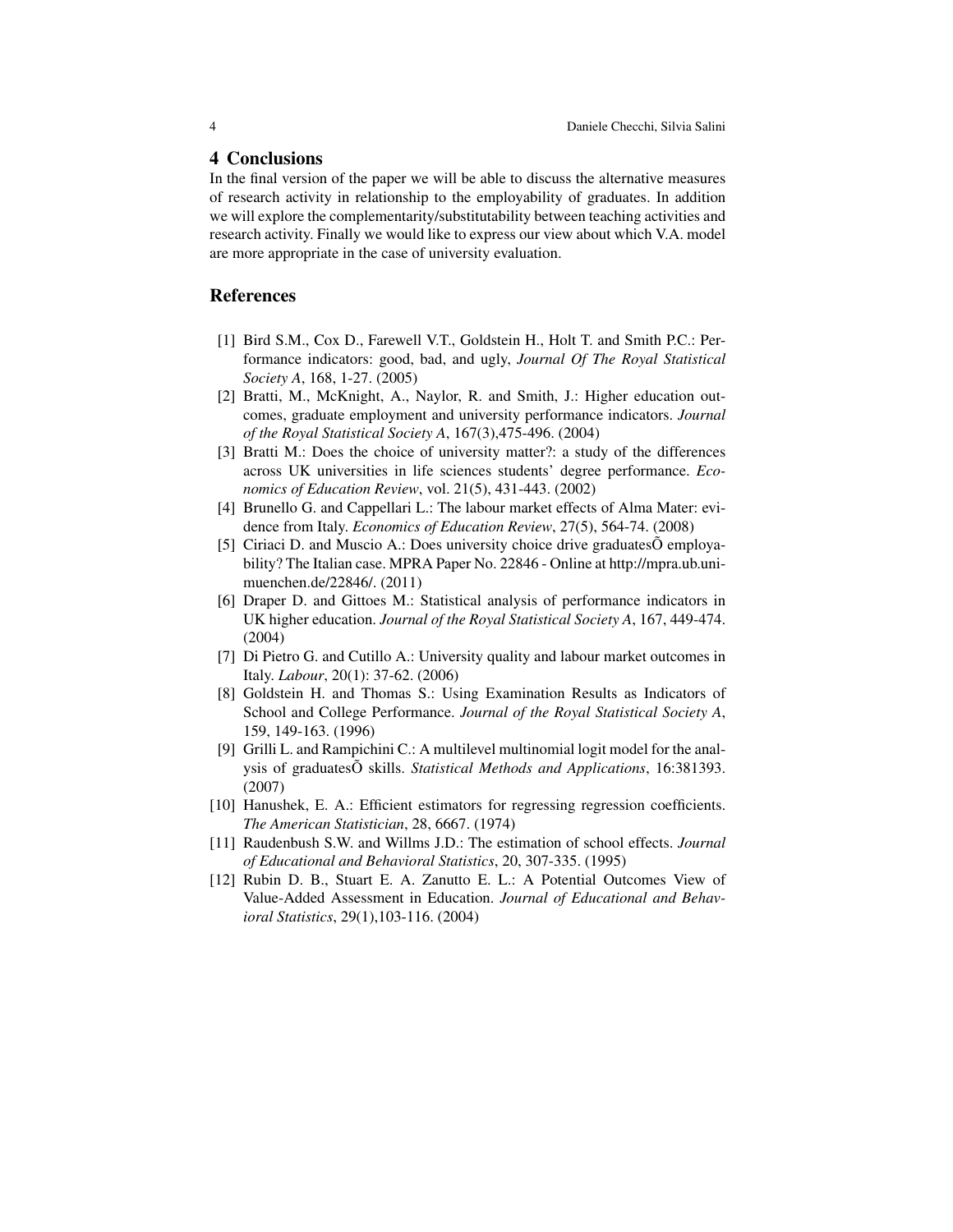## 4 Conclusions

In the final version of the paper we will be able to discuss the alternative measures of research activity in relationship to the employability of graduates. In addition we will explore the complementarity/substitutability between teaching activities and research activity. Finally we would like to express our view about which V.A. model are more appropriate in the case of university evaluation.

## References

[1] Bird S.M., Cox D., Farewell V.T., Goldstein H., Holt T. and Smith P.C.: Performance indicators: good, bad, and ugly, *Journal Of The Royal Statistical Society A*, 168, 1-27. (2005)

[2] Bratti, M., McKnight, A., Naylor, R. and Smith, J.: Higher education outcomes, graduate employment and university performance indicators. *Journal of the Royal Statistical Society A*, 167(3),475-496. (2004)

[3] Bratti M.: Does the choice of university matter?: a study of the differences across UK universities in life sciences students' degree performance. *Economics of Education Review*, vol. 21(5), 431-443. (2002)

[4] Brunello G. and Cappellari L.: The labour market effects of Alma Mater: evidence from Italy. *Economics of Education Review*, 27(5), 564-74. (2008)

[5] Ciriaci D. and Muscio A.: Does university choice drive graduatesÕ employability? The Italian case. MPRA Paper No. 22846 - Online at http://mpra.ub.uni-muenchen.de/22846/. (2011)

[6] Draper D. and Gittoes M.: Statistical analysis of performance indicators in UK higher education. *Journal of the Royal Statistical Society A*, 167, 449-474. (2004)

[7] Di Pietro G. and Cutillo A.: University quality and labour market outcomes in Italy. *Labour*, 20(1): 37-62. (2006)

[8] Goldstein H. and Thomas S.: Using Examination Results as Indicators of School and College Performance. *Journal of the Royal Statistical Society A*, 159, 149-163. (1996)

[9] Grilli L. and Rampichini C.: A multilevel multinomial logit model for the analysis of graduatesÕ skills. *Statistical Methods and Applications*, 16:381393. (2007)

[10] Hanushek, E. A.: Efficient estimators for regressing regression coefficients. *The American Statistician*, 28, 6667. (1974)

[11] Raudenbush S.W. and Willms J.D.: The estimation of school effects. *Journal of Educational and Behavioral Statistics*, 20, 307-335. (1995)

[12] Rubin D. B., Stuart E. A. Zanutto E. L.: A Potential Outcomes View of Value-Added Assessment in Education. *Journal of Educational and Behavioral Statistics*, 29(1),103-116. (2004)